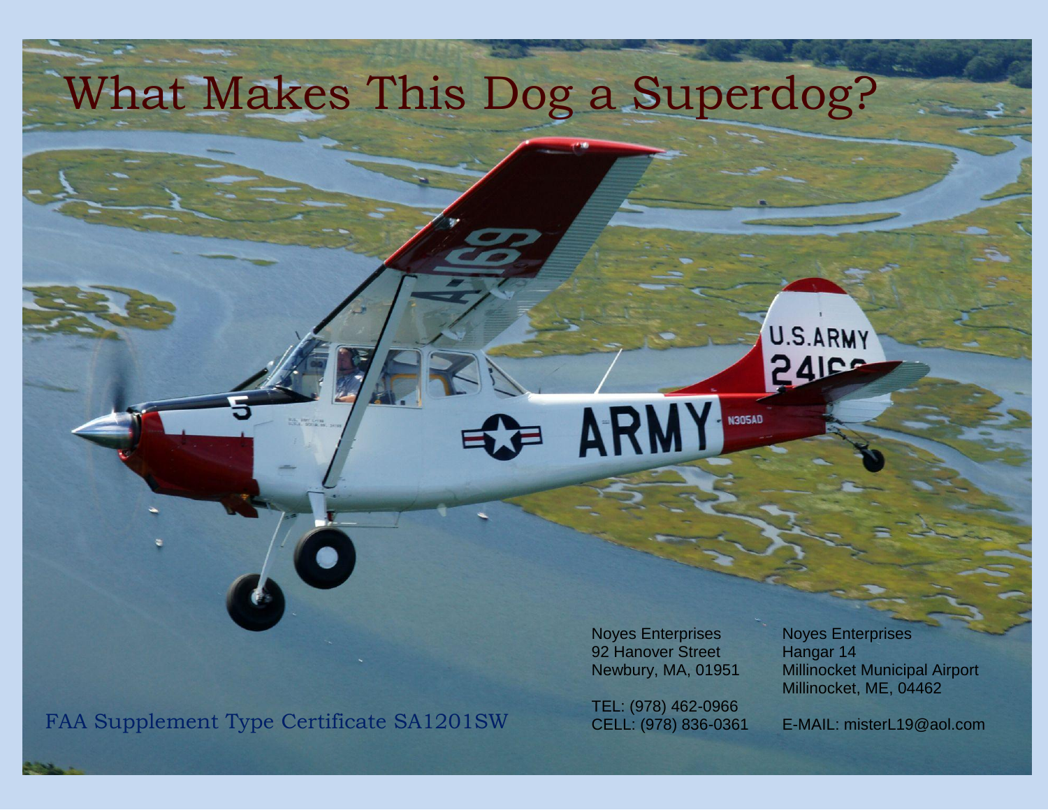# What Makes This Dog a Superdog?

FAA Supplement Type Certificate SA1201SW

Noyes Enterprises
92 Hanover Street
Newbury, MA, 01951

TEL: (978) 462-0966
CELL: (978) 836-0361

Noyes Enterprises
Hangar 14
Millinocket Municipal Airport
Millinocket, ME, 04462

E-MAIL: misterL19@aol.com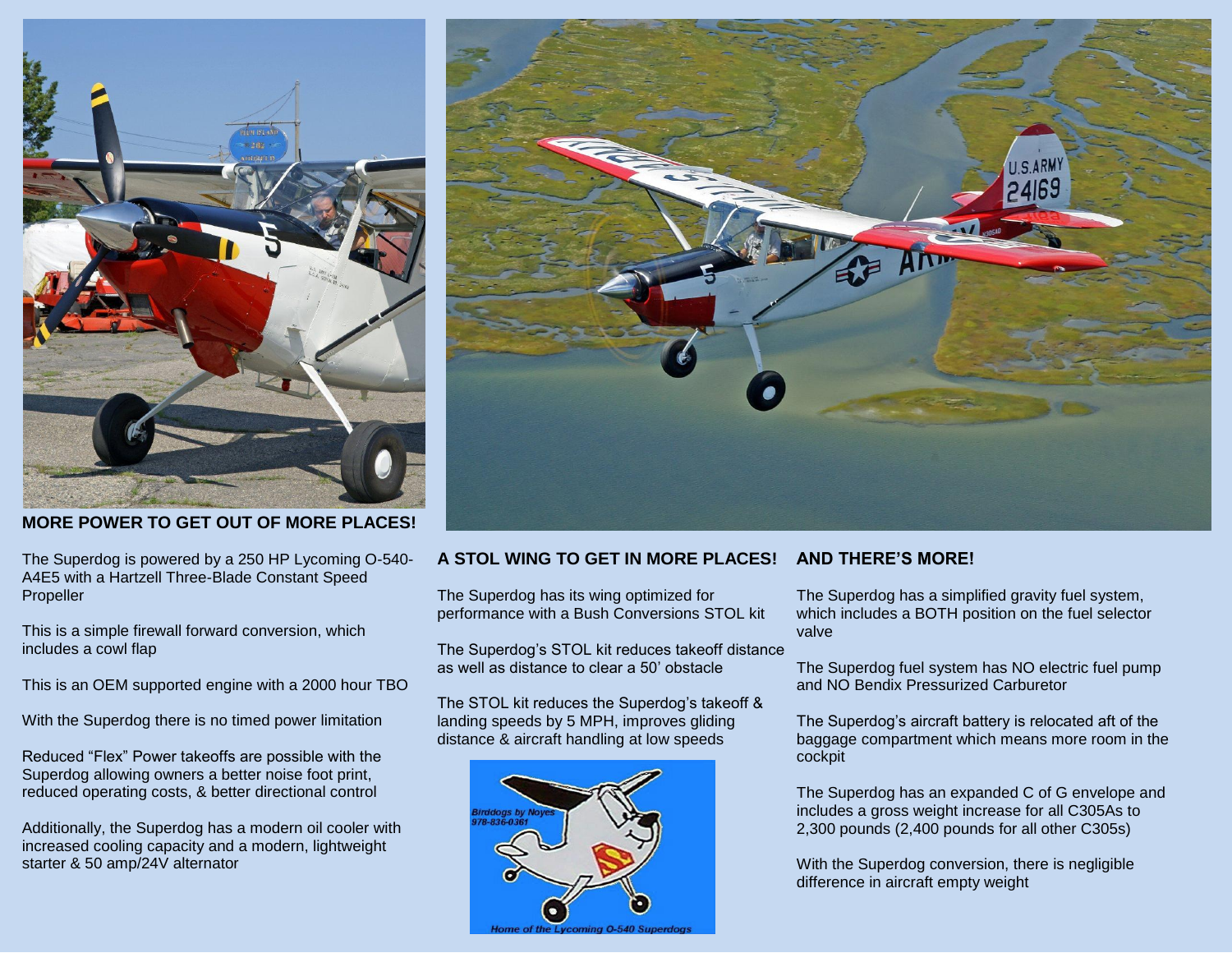## MORE POWER TO GET OUT OF MORE PLACES!

The Superdog is powered by a 250 HP Lycoming O-540-A4E5 with a Hartzell Three-Blade Constant Speed Propeller

This is a simple firewall forward conversion, which includes a cowl flap

This is an OEM supported engine with a 2000 hour TBO

With the Superdog there is no timed power limitation

Reduced "Flex" Power takeoffs are possible with the Superdog allowing owners a better noise foot print, reduced operating costs, & better directional control

Additionally, the Superdog has a modern oil cooler with increased cooling capacity and a modern, lightweight starter & 50 amp/24V alternator

## A STOL WING TO GET IN MORE PLACES!

The Superdog has its wing optimized for performance with a Bush Conversions STOL kit

The Superdog's STOL kit reduces takeoff distance as well as distance to clear a 50' obstacle

The STOL kit reduces the Superdog's takeoff & landing speeds by 5 MPH, improves gliding distance & aircraft handling at low speeds

## AND THERE'S MORE!

The Superdog has a simplified gravity fuel system, which includes a BOTH position on the fuel selector valve

The Superdog fuel system has NO electric fuel pump and NO Bendix Pressurized Carburetor

The Superdog's aircraft battery is relocated aft of the baggage compartment which means more room in the cockpit

The Superdog has an expanded C of G envelope and includes a gross weight increase for all C305As to 2,300 pounds (2,400 pounds for all other C305s)

With the Superdog conversion, there is negligible difference in aircraft empty weight